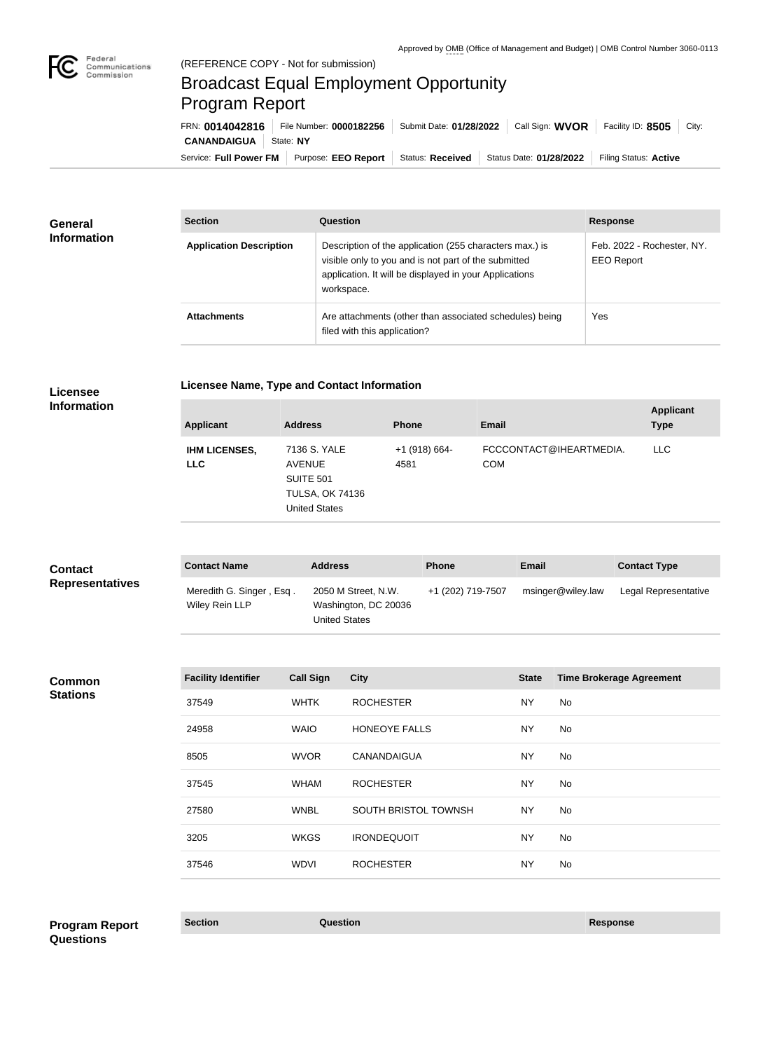Approved by OMB (Office of Management and Budget) | OMB Control Number 3060-0113

(REFERENCE COPY - Not for submission)

# Broadcast Equal Employment Opportunity Program Report

FRN: **0014042816** | File Number: **0000182256** | Submit Date: **01/28/2022** | Call Sign: **WVOR** | Facility ID: **8505** | City: **CANANDAIGUA** | State: **NY**

Service: **Full Power FM** | Purpose: **EEO Report** | Status: **Received** | Status Date: **01/28/2022** | Filing Status: **Active**

## General Information

| Section | Question | Response |
| --- | --- | --- |
| **Application Description** | Description of the application (255 characters max.) is visible only to you and is not part of the submitted application. It will be displayed in your Applications workspace. | Feb. 2022 - Rochester, NY. EEO Report |
| **Attachments** | Are attachments (other than associated schedules) being filed with this application? | Yes |

## Licensee Information

**Licensee Name, Type and Contact Information**

| Applicant | Address | Phone | Email | Applicant Type |
| --- | --- | --- | --- | --- |
| **IHM LICENSES, LLC** | 7136 S. YALE AVENUE SUITE 501 TULSA, OK 74136 United States | +1 (918) 664-4581 | FCCCONTACT@IHEARTMEDIA.COM | LLC |

## Contact Representatives

| Contact Name | Address | Phone | Email | Contact Type |
| --- | --- | --- | --- | --- |
| Meredith G. Singer , Esq . Wiley Rein LLP | 2050 M Street, N.W. Washington, DC 20036 United States | +1 (202) 719-7507 | msinger@wiley.law | Legal Representative |

## Common Stations

| Facility Identifier | Call Sign | City | State | Time Brokerage Agreement |
| --- | --- | --- | --- | --- |
| 37549 | WHTK | ROCHESTER | NY | No |
| 24958 | WAIO | HONEOYE FALLS | NY | No |
| 8505 | WVOR | CANANDAIGUA | NY | No |
| 37545 | WHAM | ROCHESTER | NY | No |
| 27580 | WNBL | SOUTH BRISTOL TOWNSH | NY | No |
| 3205 | WKGS | IRONDEQUOIT | NY | No |
| 37546 | WDVI | ROCHESTER | NY | No |

## Program Report Questions

| Section | Question | Response |
| --- | --- | --- |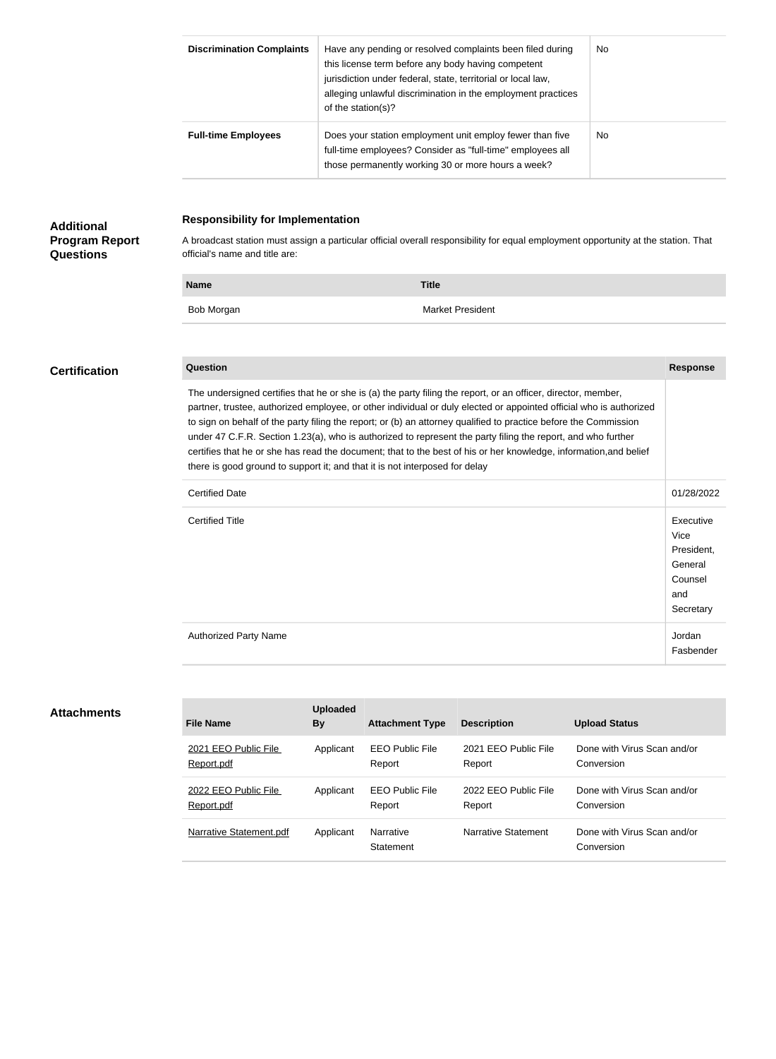| | | |
|---|---|---|
| **Discrimination Complaints** | Have any pending or resolved complaints been filed during this license term before any body having competent jurisdiction under federal, state, territorial or local law, alleging unlawful discrimination in the employment practices of the station(s)? | No |
| **Full-time Employees** | Does your station employment unit employ fewer than five full-time employees? Consider as "full-time" employees all those permanently working 30 or more hours a week? | No |

## Additional Program Report Questions

### Responsibility for Implementation

A broadcast station must assign a particular official overall responsibility for equal employment opportunity at the station. That official's name and title are:

| Name | Title |
|---|---|
| Bob Morgan | Market President |

## Certification

| Question | Response |
|---|---|
| The undersigned certifies that he or she is (a) the party filing the report, or an officer, director, member, partner, trustee, authorized employee, or other individual or duly elected or appointed official who is authorized to sign on behalf of the party filing the report; or (b) an attorney qualified to practice before the Commission under 47 C.F.R. Section 1.23(a), who is authorized to represent the party filing the report, and who further certifies that he or she has read the document; that to the best of his or her knowledge, information,and belief there is good ground to support it; and that it is not interposed for delay | |
| Certified Date | 01/28/2022 |
| Certified Title | Executive Vice President, General Counsel and Secretary |
| Authorized Party Name | Jordan Fasbender |

## Attachments

| File Name | Uploaded By | Attachment Type | Description | Upload Status |
|---|---|---|---|---|
| 2021 EEO Public File Report.pdf | Applicant | EEO Public File Report | 2021 EEO Public File Report | Done with Virus Scan and/or Conversion |
| 2022 EEO Public File Report.pdf | Applicant | EEO Public File Report | 2022 EEO Public File Report | Done with Virus Scan and/or Conversion |
| Narrative Statement.pdf | Applicant | Narrative Statement | Narrative Statement | Done with Virus Scan and/or Conversion |